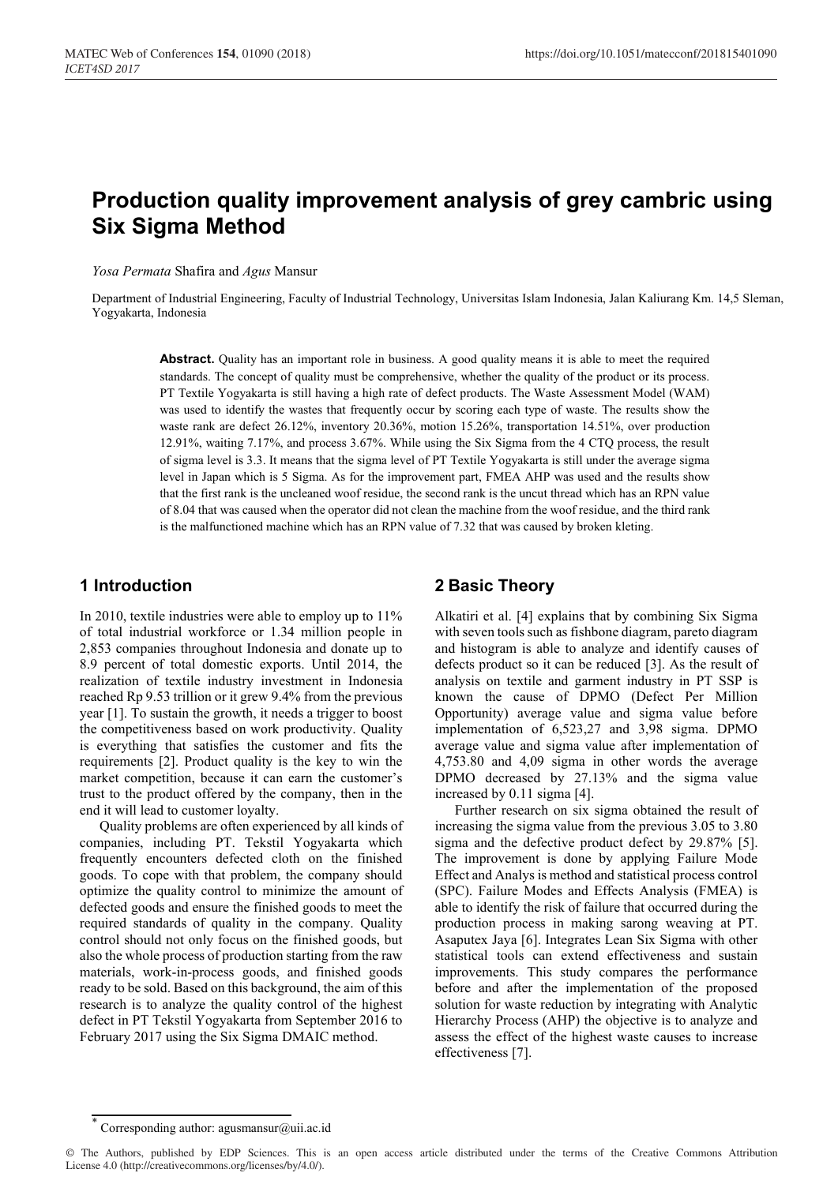# Production quality improvement analysis of grey cambric using Six Sigma Method

*Yosa Permata* Shafira and *Agus* Mansur

Department of Industrial Engineering, Faculty of Industrial Technology, Universitas Islam Indonesia, Jalan Kaliurang Km. 14,5 Sleman, Yogyakarta, Indonesia

**Abstract.** Quality has an important role in business. A good quality means it is able to meet the required standards. The concept of quality must be comprehensive, whether the quality of the product or its process. PT Textile Yogyakarta is still having a high rate of defect products. The Waste Assessment Model (WAM) was used to identify the wastes that frequently occur by scoring each type of waste. The results show the waste rank are defect 26.12%, inventory 20.36%, motion 15.26%, transportation 14.51%, over production 12.91%, waiting 7.17%, and process 3.67%. While using the Six Sigma from the 4 CTQ process, the result of sigma level is 3.3. It means that the sigma level of PT Textile Yogyakarta is still under the average sigma level in Japan which is 5 Sigma. As for the improvement part, FMEA AHP was used and the results show that the first rank is the uncleaned woof residue, the second rank is the uncut thread which has an RPN value of 8.04 that was caused when the operator did not clean the machine from the woof residue, and the third rank is the malfunctioned machine which has an RPN value of 7.32 that was caused by broken kleting.

## 1 Introduction

In 2010, textile industries were able to employ up to 11% of total industrial workforce or 1.34 million people in 2,853 companies throughout Indonesia and donate up to 8.9 percent of total domestic exports. Until 2014, the realization of textile industry investment in Indonesia reached Rp 9.53 trillion or it grew 9.4% from the previous year [1]. To sustain the growth, it needs a trigger to boost the competitiveness based on work productivity. Quality is everything that satisfies the customer and fits the requirements [2]. Product quality is the key to win the market competition, because it can earn the customer's trust to the product offered by the company, then in the end it will lead to customer loyalty.

Quality problems are often experienced by all kinds of companies, including PT. Tekstil Yogyakarta which frequently encounters defected cloth on the finished goods. To cope with that problem, the company should optimize the quality control to minimize the amount of defected goods and ensure the finished goods to meet the required standards of quality in the company. Quality control should not only focus on the finished goods, but also the whole process of production starting from the raw materials, work-in-process goods, and finished goods ready to be sold. Based on this background, the aim of this research is to analyze the quality control of the highest defect in PT Tekstil Yogyakarta from September 2016 to February 2017 using the Six Sigma DMAIC method.

## 2 Basic Theory

Alkatiri et al. [4] explains that by combining Six Sigma with seven tools such as fishbone diagram, pareto diagram and histogram is able to analyze and identify causes of defects product so it can be reduced [3]. As the result of analysis on textile and garment industry in PT SSP is known the cause of DPMO (Defect Per Million Opportunity) average value and sigma value before implementation of 6,523,27 and 3,98 sigma. DPMO average value and sigma value after implementation of 4,753.80 and 4,09 sigma in other words the average DPMO decreased by 27.13% and the sigma value increased by 0.11 sigma [4].

Further research on six sigma obtained the result of increasing the sigma value from the previous 3.05 to 3.80 sigma and the defective product defect by 29.87% [5]. The improvement is done by applying Failure Mode Effect and Analys is method and statistical process control (SPC). Failure Modes and Effects Analysis (FMEA) is able to identify the risk of failure that occurred during the production process in making sarong weaving at PT. Asaputex Jaya [6]. Integrates Lean Six Sigma with other statistical tools can extend effectiveness and sustain improvements. This study compares the performance before and after the implementation of the proposed solution for waste reduction by integrating with Analytic Hierarchy Process (AHP) the objective is to analyze and assess the effect of the highest waste causes to increase effectiveness [7].

* Corresponding author: agusmansur@uii.ac.id

© The Authors, published by EDP Sciences. This is an open access article distributed under the terms of the Creative Commons Attribution License 4.0 (http://creativecommons.org/licenses/by/4.0/).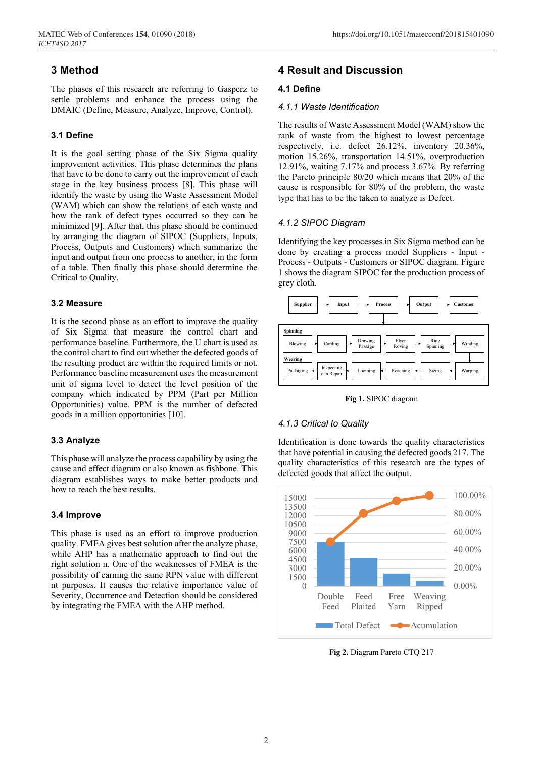## 3 Method

The phases of this research are referring to Gasperz to settle problems and enhance the process using the DMAIC (Define, Measure, Analyze, Improve, Control).

### 3.1 Define

It is the goal setting phase of the Six Sigma quality improvement activities. This phase determines the plans that have to be done to carry out the improvement of each stage in the key business process [8]. This phase will identify the waste by using the Waste Assessment Model (WAM) which can show the relations of each waste and how the rank of defect types occurred so they can be minimized [9]. After that, this phase should be continued by arranging the diagram of SIPOC (Suppliers, Inputs, Process, Outputs and Customers) which summarize the input and output from one process to another, in the form of a table. Then finally this phase should determine the Critical to Quality.

### 3.2 Measure

It is the second phase as an effort to improve the quality of Six Sigma that measure the control chart and performance baseline. Furthermore, the U chart is used as the control chart to find out whether the defected goods of the resulting product are within the required limits or not. Performance baseline measurement uses the measurement unit of sigma level to detect the sigma position of the company which indicated by PPM (Part per Million Opportunities) value. PPM is the number of defected goods in a million opportunities [10].

### 3.3 Analyze

This phase will analyze the process capability by using the cause and effect diagram or also known as fishbone. This diagram establishes ways to make better products and how to reach the best results.

### 3.4 Improve

This phase is used as an effort to improve production quality. FMEA gives best solution after the analyze phase, while AHP has a mathematic approach to find out the right solution n. One of the weaknesses of FMEA is the possibility of earning the same RPN value with different nt purposes. It causes the relative importance value of Severity, Occurrence and Detection should be considered by integrating the FMEA with the AHP method.

## 4 Result and Discussion

### 4.1 Define

#### *4.1.1 Waste Identification*

The results of Waste Assessment Model (WAM) show the rank of waste from the highest to lowest percentage respectively, i.e. defect 26.12%, inventory 20.36%, motion 15.26%, transportation 14.51%, overproduction 12.91%, waiting 7.17% and process 3.67%. By referring the Pareto principle 80/20 which means that 20% of the cause is responsible for 80% of the problem, the waste type that has to be the taken to analyze is Defect.

#### *4.1.2 SIPOC Diagram*

Identifying the key processes in Six Sigma method can be done by creating a process model Suppliers - Input - Process - Outputs - Customers or SIPOC diagram. Figure 1 shows the diagram SIPOC for the production process of grey cloth.

Supplier → Input → Process → Output → Customer

Spinning: Blowing → Carding → Drawing Passage → Flyer Roving → Ring Spinning → Winding

Weaving: Warping → Sizing → Reaching → Looming → Inspecting dan Repair → Packaging

**Fig 1.** SIPOC diagram

#### *4.1.3 Critical to Quality*

Identification is done towards the quality characteristics that have potential in causing the defected goods 217. The quality characteristics of this research are the types of defected goods that affect the output.

Categories: Double Feed, Feed Plaited, Free Yarn, Weaving Ripped. Series: Total Defect (left axis 0–15000), Acumulation (right axis 0.00%–100.00%).

**Fig 2.** Diagram Pareto CTQ 217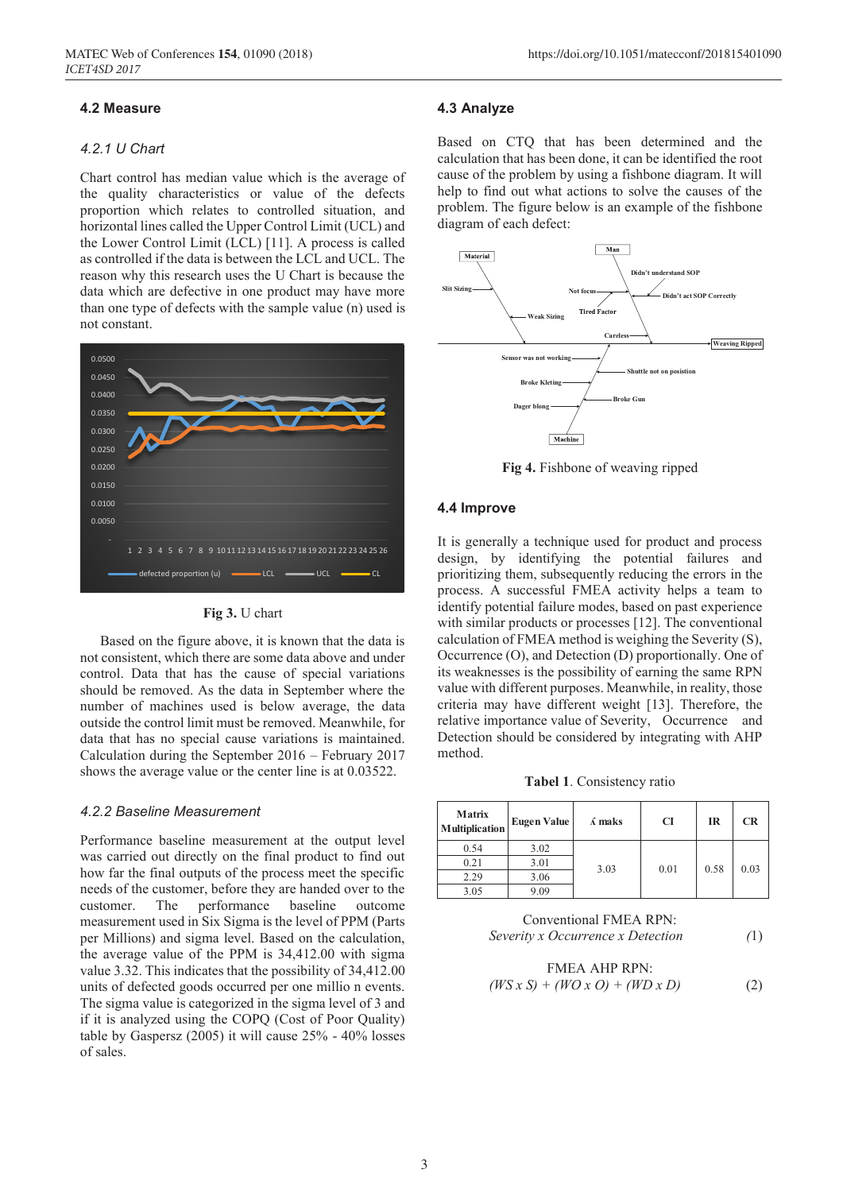### 4.2 Measure

#### 4.2.1 U Chart

Chart control has median value which is the average of the quality characteristics or value of the defects proportion which relates to controlled situation, and horizontal lines called the Upper Control Limit (UCL) and the Lower Control Limit (LCL) [11]. A process is called as controlled if the data is between the LCL and UCL. The reason why this research uses the U Chart is because the data which are defective in one product may have more than one type of defects with the sample value (n) used is not constant.

**Fig 3.** U chart

Based on the figure above, it is known that the data is not consistent, which there are some data above and under control. Data that has the cause of special variations should be removed. As the data in September where the number of machines used is below average, the data outside the control limit must be removed. Meanwhile, for data that has no special cause variations is maintained. Calculation during the September 2016 – February 2017 shows the average value or the center line is at 0.03522.

#### 4.2.2 Baseline Measurement

Performance baseline measurement at the output level was carried out directly on the final product to find out how far the final outputs of the process meet the specific needs of the customer, before they are handed over to the customer. The performance baseline outcome measurement used in Six Sigma is the level of PPM (Parts per Millions) and sigma level. Based on the calculation, the average value of the PPM is 34,412.00 with sigma value 3.32. This indicates that the possibility of 34,412.00 units of defected goods occurred per one millio n events. The sigma value is categorized in the sigma level of 3 and if it is analyzed using the COPQ (Cost of Poor Quality) table by Gaspersz (2005) it will cause 25% - 40% losses of sales.

### 4.3 Analyze

Based on CTQ that has been determined and the calculation that has been done, it can be identified the root cause of the problem by using a fishbone diagram. It will help to find out what actions to solve the causes of the problem. The figure below is an example of the fishbone diagram of each defect:

**Fig 4.** Fishbone of weaving ripped

### 4.4 Improve

It is generally a technique used for product and process design, by identifying the potential failures and prioritizing them, subsequently reducing the errors in the process. A successful FMEA activity helps a team to identify potential failure modes, based on past experience with similar products or processes [12]. The conventional calculation of FMEA method is weighing the Severity (S), Occurrence (O), and Detection (D) proportionally. One of its weaknesses is the possibility of earning the same RPN value with different purposes. Meanwhile, in reality, those criteria may have different weight [13]. Therefore, the relative importance value of Severity, Occurrence and Detection should be considered by integrating with AHP method.

**Tabel 1**. Consistency ratio

| Matrix Multiplication | Eugen Value | $\lambda$ maks | CI | IR | CR |
|---|---|---|---|---|---|
| 0.54 | 3.02 | 3.03 | 0.01 | 0.58 | 0.03 |
| 0.21 | 3.01 | | | | |
| 2.29 | 3.06 | | | | |
| 3.05 | 9.09 | | | | |

Conventional FMEA RPN:

*Severity x Occurrence x Detection* (1)

FMEA AHP RPN:

*(WS x S) + (WO x O) + (WD x D)* (2)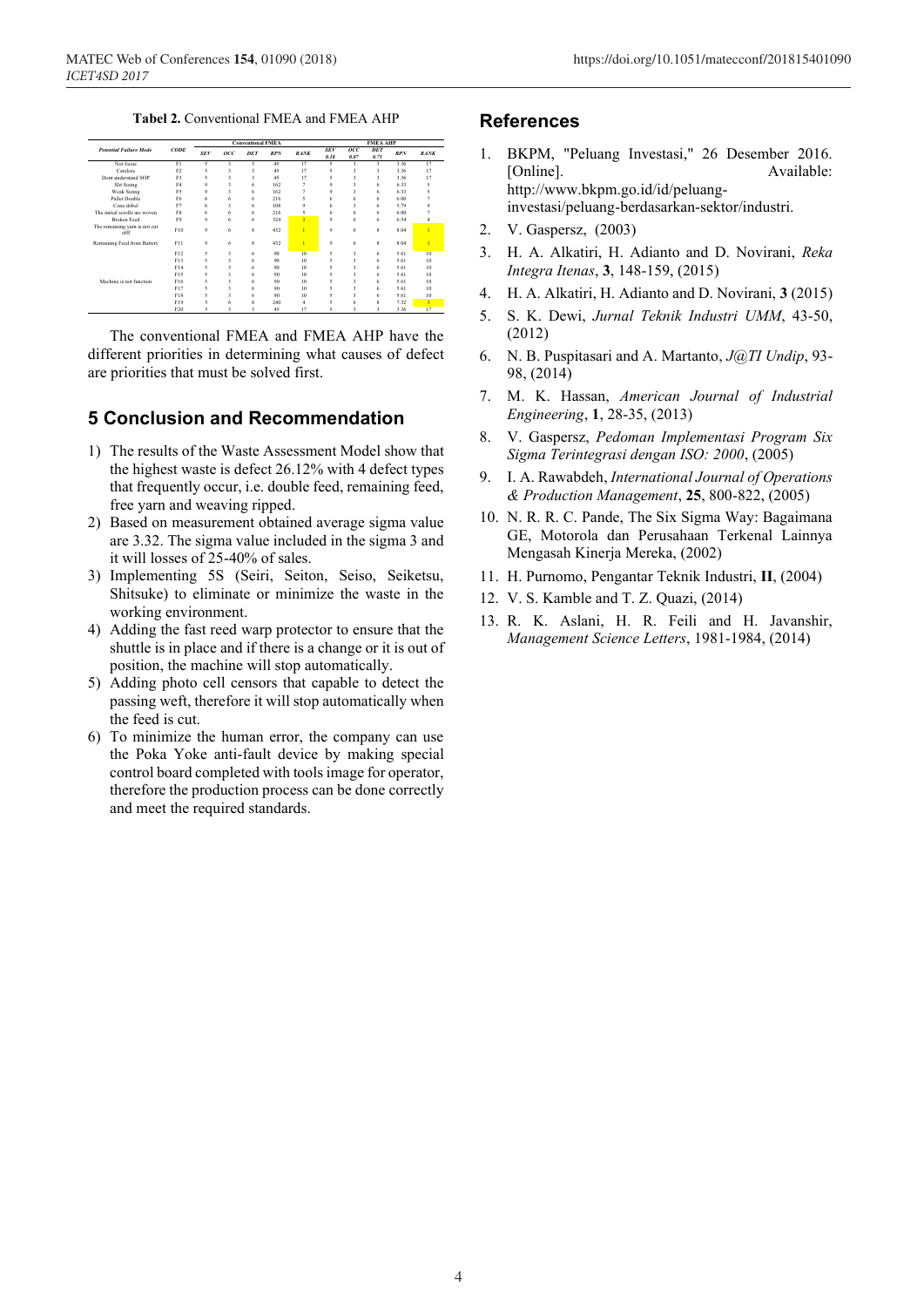**Tabel 2.** Conventional FMEA and FMEA AHP

| Potential Failure Mode | CODE | Conventional FMEA | | | | | FMEA AHP | | | | |
|---|---|---|---|---|---|---|---|---|---|---|---|
| | | SEV | OCC | DET | RPN | RANK | SEV 0.18 | OCC 0.07 | DET 0.75 | RPN | RANK |
| Not focus | F1 | 5 | 3 | 3 | 45 | 17 | 5 | 3 | 3 | 3.36 | 17 |
| Careless | F2 | 5 | 3 | 3 | 45 | 17 | 5 | 3 | 3 | 3.36 | 17 |
| Dont understand SOP | F3 | 5 | 3 | 3 | 45 | 17 | 5 | 3 | 3 | 3.36 | 17 |
| Slit Sizing | F4 | 9 | 3 | 6 | 162 | 7 | 9 | 3 | 6 | 6.33 | 5 |
| Weak Sizing | F5 | 9 | 3 | 6 | 162 | 7 | 9 | 3 | 6 | 6.33 | 5 |
| Pallet Double | F6 | 6 | 6 | 6 | 216 | 5 | 6 | 6 | 6 | 6.00 | 7 |
| Cone dobel | F7 | 6 | 3 | 6 | 108 | 9 | 6 | 3 | 6 | 5.79 | 9 |
| The initial scrolls are woven | F8 | 6 | 6 | 6 | 216 | 5 | 6 | 6 | 6 | 6.00 | 7 |
| Broken Feed | F9 | 9 | 6 | 6 | 324 | 3 | 9 | 6 | 6 | 6.54 | 4 |
| The remaining yarn is not cut offf | F10 | 9 | 6 | 8 | 432 | 1 | 9 | 6 | 8 | 8.04 | 1 |
| Remaining Feed from Battery | F11 | 9 | 6 | 8 | 432 | 1 | 9 | 6 | 8 | 8.04 | 1 |
| Machine is not function | F12 | 5 | 3 | 6 | 90 | 10 | 5 | 3 | 6 | 5.61 | 10 |
| | F13 | 5 | 3 | 6 | 90 | 10 | 5 | 3 | 6 | 5.61 | 10 |
| | F14 | 5 | 3 | 6 | 90 | 10 | 5 | 3 | 6 | 5.61 | 10 |
| | F15 | 5 | 3 | 6 | 90 | 10 | 5 | 3 | 6 | 5.61 | 10 |
| | F16 | 5 | 3 | 6 | 90 | 10 | 5 | 3 | 6 | 5.61 | 10 |
| | F17 | 5 | 3 | 6 | 90 | 10 | 5 | 3 | 6 | 5.61 | 10 |
| | F18 | 5 | 3 | 6 | 90 | 10 | 5 | 3 | 6 | 5.61 | 10 |
| | F19 | 5 | 6 | 8 | 240 | 4 | 5 | 6 | 8 | 7.32 | 3 |
| | F20 | 5 | 3 | 3 | 45 | 17 | 5 | 3 | 3 | 3.36 | 17 |

The conventional FMEA and FMEA AHP have the different priorities in determining what causes of defect are priorities that must be solved first.

## 5 Conclusion and Recommendation

1) The results of the Waste Assessment Model show that the highest waste is defect 26.12% with 4 defect types that frequently occur, i.e. double feed, remaining feed, free yarn and weaving ripped.
2) Based on measurement obtained average sigma value are 3.32. The sigma value included in the sigma 3 and it will losses of 25-40% of sales.
3) Implementing 5S (Seiri, Seiton, Seiso, Seiketsu, Shitsuke) to eliminate or minimize the waste in the working environment.
4) Adding the fast reed warp protector to ensure that the shuttle is in place and if there is a change or it is out of position, the machine will stop automatically.
5) Adding photo cell censors that capable to detect the passing weft, therefore it will stop automatically when the feed is cut.
6) To minimize the human error, the company can use the Poka Yoke anti-fault device by making special control board completed with tools image for operator, therefore the production process can be done correctly and meet the required standards.

## References

1. BKPM, "Peluang Investasi," 26 Desember 2016. [Online]. Available: http://www.bkpm.go.id/id/peluang-investasi/peluang-berdasarkan-sektor/industri.
2. V. Gaspersz, (2003)
3. H. A. Alkatiri, H. Adianto and D. Novirani, *Reka Integra Itenas*, **3**, 148-159, (2015)
4. H. A. Alkatiri, H. Adianto and D. Novirani, **3** (2015)
5. S. K. Dewi, *Jurnal Teknik Industri UMM*, 43-50, (2012)
6. N. B. Puspitasari and A. Martanto, *J@TI Undip*, 93-98, (2014)
7. M. K. Hassan, *American Journal of Industrial Engineering*, **1**, 28-35, (2013)
8. V. Gaspersz, *Pedoman Implementasi Program Six Sigma Terintegrasi dengan ISO: 2000*, (2005)
9. I. A. Rawabdeh, *International Journal of Operations & Production Management*, **25**, 800-822, (2005)
10. N. R. R. C. Pande, The Six Sigma Way: Bagaimana GE, Motorola dan Perusahaan Terkenal Lainnya Mengasah Kinerja Mereka, (2002)
11. H. Purnomo, Pengantar Teknik Industri, **II**, (2004)
12. V. S. Kamble and T. Z. Quazi, (2014)
13. R. K. Aslani, H. R. Feili and H. Javanshir, *Management Science Letters*, 1981-1984, (2014)